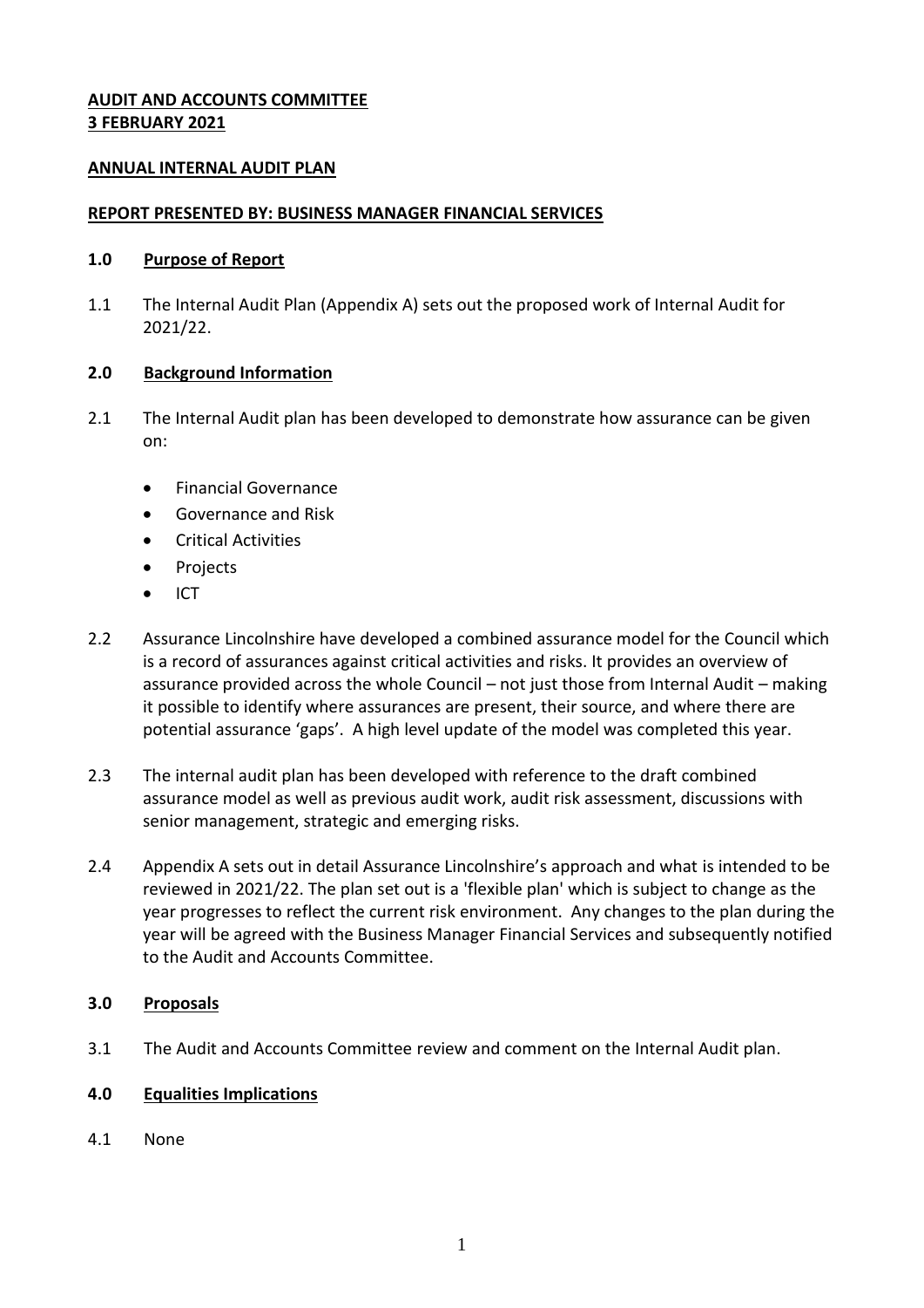**AUDIT AND ACCOUNTS COMMITTEE**
**3 FEBRUARY 2021**

**ANNUAL INTERNAL AUDIT PLAN**

**REPORT PRESENTED BY: BUSINESS MANAGER FINANCIAL SERVICES**

## 1.0 Purpose of Report

1.1 The Internal Audit Plan (Appendix A) sets out the proposed work of Internal Audit for 2021/22.

## 2.0 Background Information

2.1 The Internal Audit plan has been developed to demonstrate how assurance can be given on:

- Financial Governance
- Governance and Risk
- Critical Activities
- Projects
- ICT

2.2 Assurance Lincolnshire have developed a combined assurance model for the Council which is a record of assurances against critical activities and risks. It provides an overview of assurance provided across the whole Council – not just those from Internal Audit – making it possible to identify where assurances are present, their source, and where there are potential assurance 'gaps'. A high level update of the model was completed this year.

2.3 The internal audit plan has been developed with reference to the draft combined assurance model as well as previous audit work, audit risk assessment, discussions with senior management, strategic and emerging risks.

2.4 Appendix A sets out in detail Assurance Lincolnshire's approach and what is intended to be reviewed in 2021/22. The plan set out is a 'flexible plan' which is subject to change as the year progresses to reflect the current risk environment. Any changes to the plan during the year will be agreed with the Business Manager Financial Services and subsequently notified to the Audit and Accounts Committee.

## 3.0 Proposals

3.1 The Audit and Accounts Committee review and comment on the Internal Audit plan.

## 4.0 Equalities Implications

4.1 None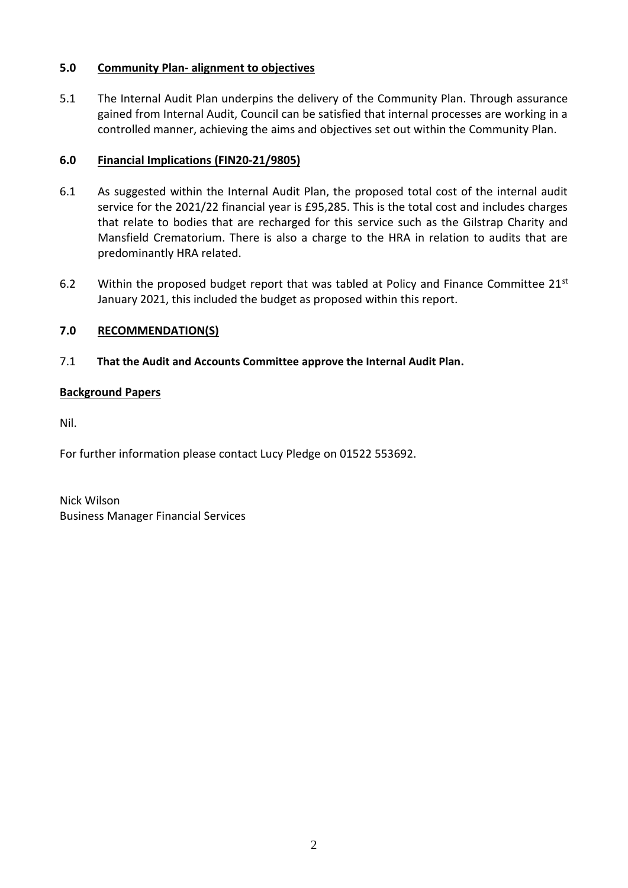## 5.0 Community Plan- alignment to objectives

5.1 The Internal Audit Plan underpins the delivery of the Community Plan. Through assurance gained from Internal Audit, Council can be satisfied that internal processes are working in a controlled manner, achieving the aims and objectives set out within the Community Plan.

## 6.0 Financial Implications (FIN20-21/9805)

6.1 As suggested within the Internal Audit Plan, the proposed total cost of the internal audit service for the 2021/22 financial year is £95,285. This is the total cost and includes charges that relate to bodies that are recharged for this service such as the Gilstrap Charity and Mansfield Crematorium. There is also a charge to the HRA in relation to audits that are predominantly HRA related.

6.2 Within the proposed budget report that was tabled at Policy and Finance Committee 21st January 2021, this included the budget as proposed within this report.

## 7.0 RECOMMENDATION(S)

7.1 **That the Audit and Accounts Committee approve the Internal Audit Plan.**

**Background Papers**

Nil.

For further information please contact Lucy Pledge on 01522 553692.

Nick Wilson
Business Manager Financial Services